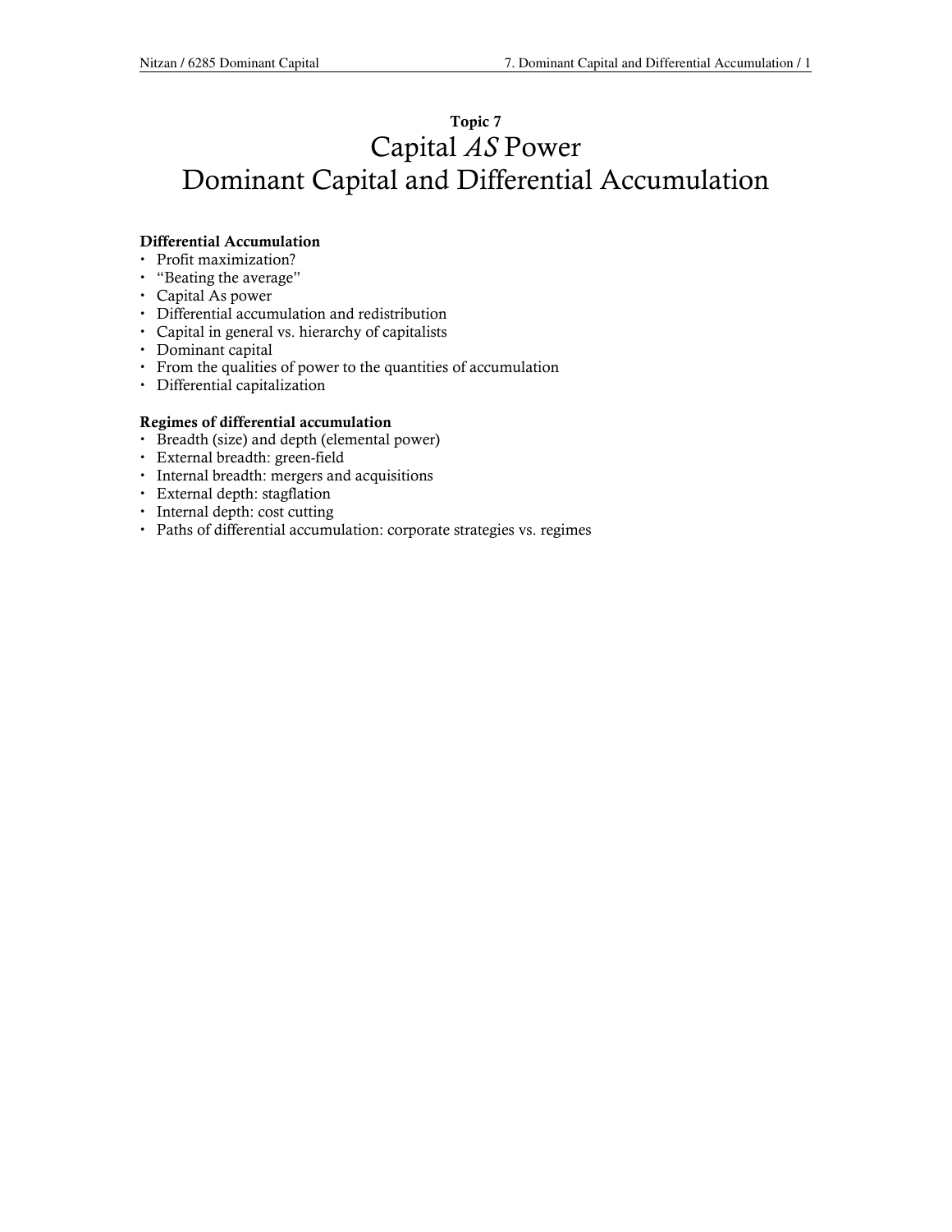**Topic 7**

# Capital *AS* Power
# Dominant Capital and Differential Accumulation

**Differential Accumulation**

- Profit maximization?
- "Beating the average"
- Capital As power
- Differential accumulation and redistribution
- Capital in general vs. hierarchy of capitalists
- Dominant capital
- From the qualities of power to the quantities of accumulation
- Differential capitalization

**Regimes of differential accumulation**

- Breadth (size) and depth (elemental power)
- External breadth: green-field
- Internal breadth: mergers and acquisitions
- External depth: stagflation
- Internal depth: cost cutting
- Paths of differential accumulation: corporate strategies vs. regimes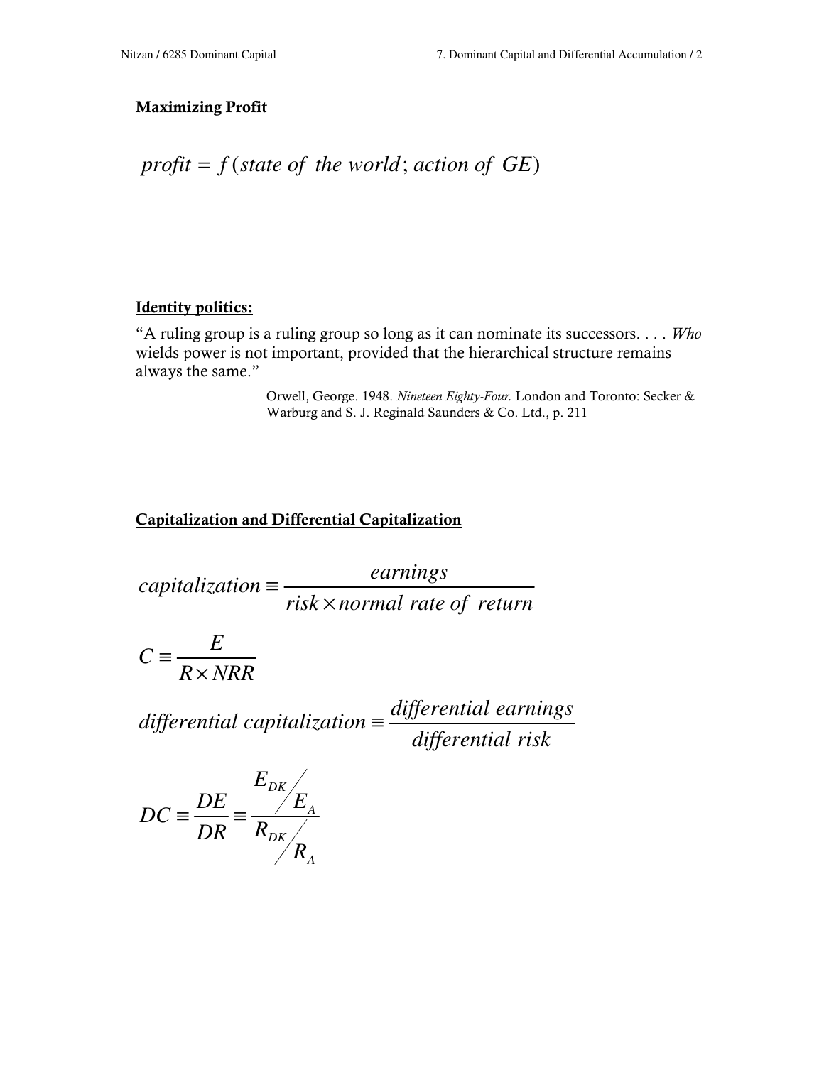**Maximizing Profit**

$$profit = f\,(state\ of\ \ the\ world\,;\ action\ of\ \ GE)$$

**Identity politics:**

"A ruling group is a ruling group so long as it can nominate its successors. . . . *Who* wields power is not important, provided that the hierarchical structure remains always the same."

Orwell, George. 1948. *Nineteen Eighty-Four.* London and Toronto: Secker & Warburg and S. J. Reginald Saunders & Co. Ltd., p. 211

**Capitalization and Differential Capitalization**

$$capitalization \equiv \frac{earnings}{risk \times normal\ rate\ of\ \ return}$$

$$C \equiv \frac{E}{R \times NRR}$$

$$differential\ capitalization \equiv \frac{differential\ earnings}{differential\ risk}$$

$$DC \equiv \frac{DE}{DR} \equiv \frac{E_{DK} / E_{A}}{R_{DK} / R_{A}}$$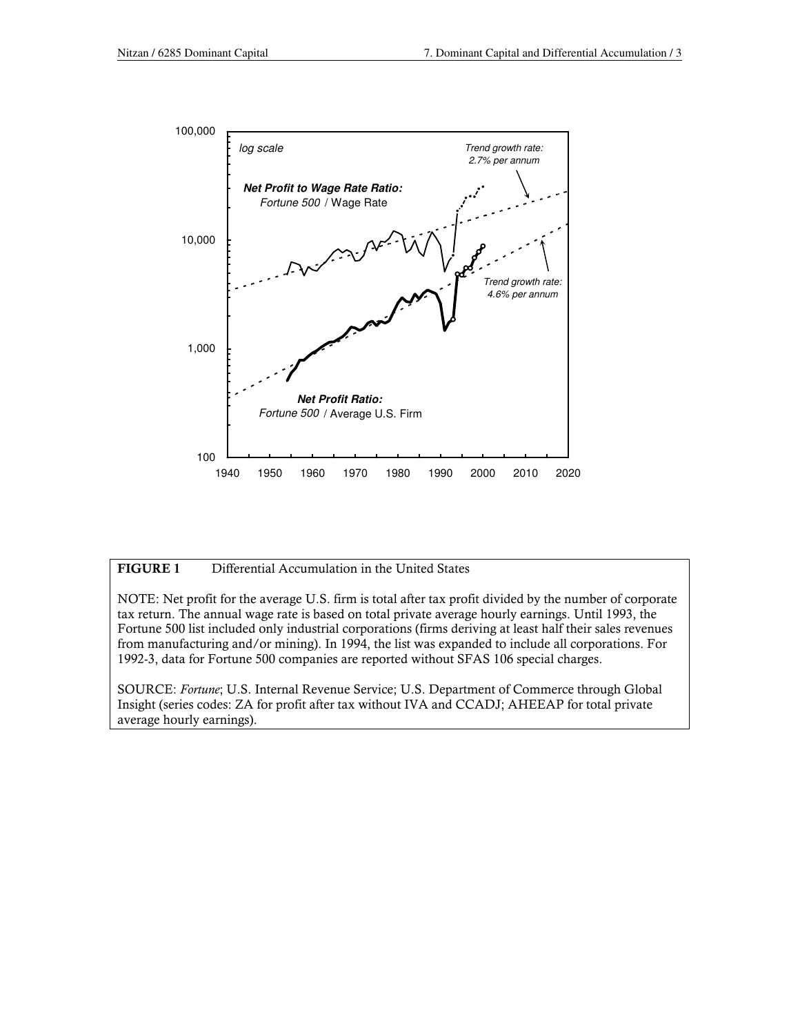100,000

log scale

Trend growth rate:
2.7% per annum

**Net Profit to Wage Rate Ratio:**
*Fortune 500* / Wage Rate

10,000

Trend growth rate:
4.6% per annum

1,000

**Net Profit Ratio:**
*Fortune 500* / Average U.S. Firm

100

1940 1950 1960 1970 1980 1990 2000 2010 2020

**FIGURE 1** Differential Accumulation in the United States

NOTE: Net profit for the average U.S. firm is total after tax profit divided by the number of corporate tax return. The annual wage rate is based on total private average hourly earnings. Until 1993, the Fortune 500 list included only industrial corporations (firms deriving at least half their sales revenues from manufacturing and/or mining). In 1994, the list was expanded to include all corporations. For 1992-3, data for Fortune 500 companies are reported without SFAS 106 special charges.

SOURCE: *Fortune*; U.S. Internal Revenue Service; U.S. Department of Commerce through Global Insight (series codes: ZA for profit after tax without IVA and CCADJ; AHEEAP for total private average hourly earnings).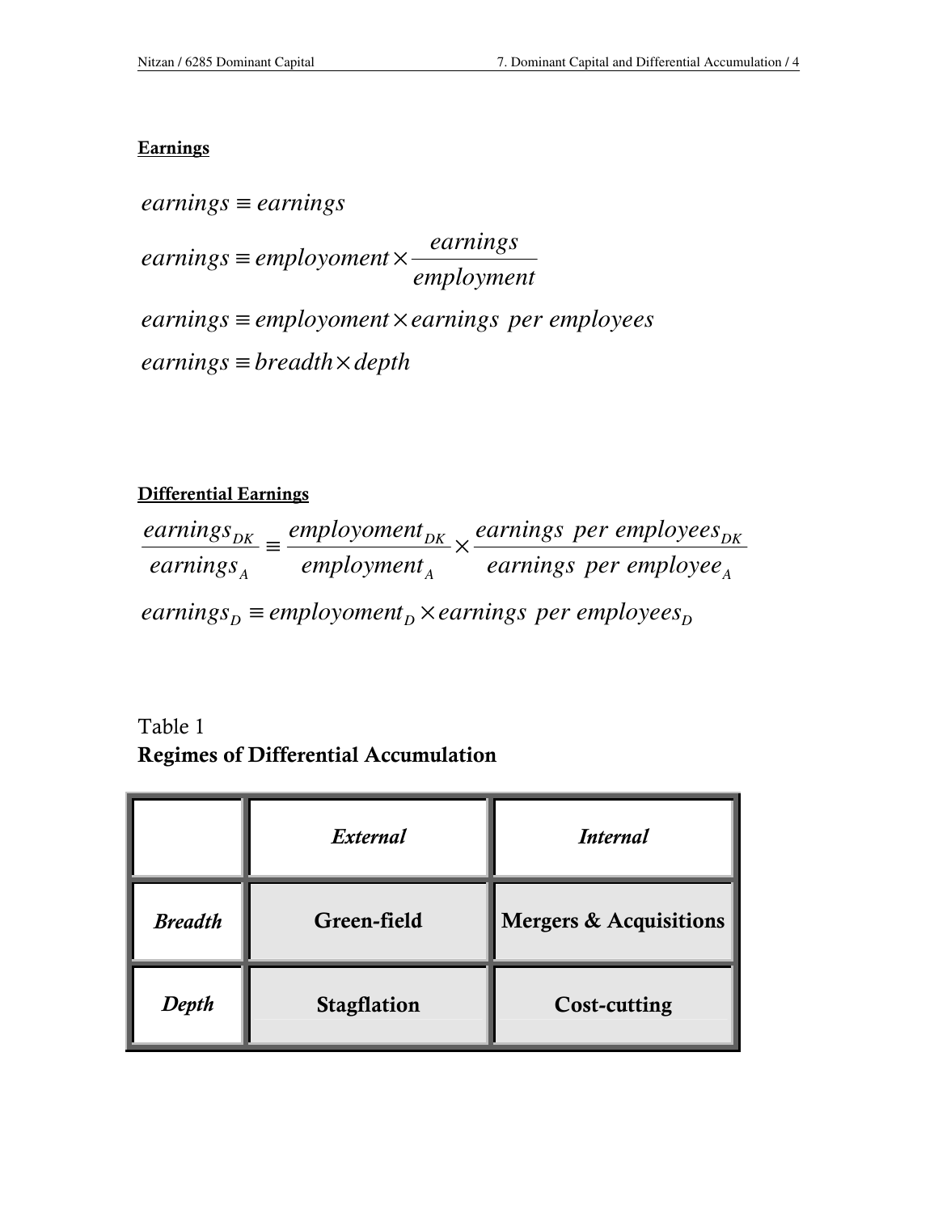**Earnings**

$$earnings \equiv earnings$$

$$earnings \equiv employoment \times \frac{earnings}{employment}$$

$$earnings \equiv employoment \times earnings\ per\ employees$$

$$earnings \equiv breadth \times depth$$

**Differential Earnings**

$$\frac{earnings_{DK}}{earnings_{A}} \equiv \frac{employoment_{DK}}{employment_{A}} \times \frac{earnings\ per\ employees_{DK}}{earnings\ per\ employee_{A}}$$

$$earnings_{D} \equiv employoment_{D} \times earnings\ per\ employees_{D}$$

Table 1
**Regimes of Differential Accumulation**

| | *External* | *Internal* |
|---|---|---|
| ***Breadth*** | **Green-field** | **Mergers & Acquisitions** |
| ***Depth*** | **Stagflation** | **Cost-cutting** |